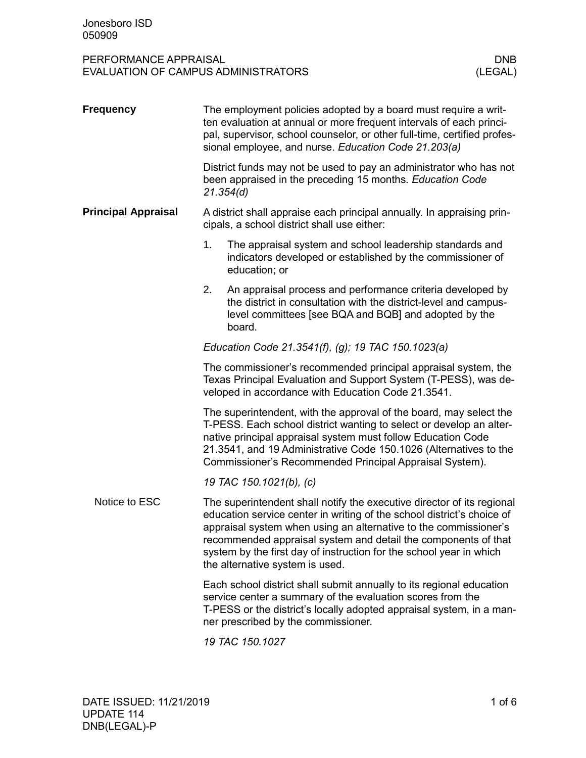Jonesboro ISD
050909

# PERFORMANCE APPRAISAL
# EVALUATION OF CAMPUS ADMINISTRATORS

DNB
(LEGAL)

## Frequency

The employment policies adopted by a board must require a written evaluation at annual or more frequent intervals of each principal, supervisor, school counselor, or other full-time, certified professional employee, and nurse. *Education Code 21.203(a)*

District funds may not be used to pay an administrator who has not been appraised in the preceding 15 months. *Education Code 21.354(d)*

## Principal Appraisal

A district shall appraise each principal annually. In appraising principals, a school district shall use either:

1. The appraisal system and school leadership standards and indicators developed or established by the commissioner of education; or
2. An appraisal process and performance criteria developed by the district in consultation with the district-level and campus-level committees [see BQA and BQB] and adopted by the board.

*Education Code 21.3541(f), (g); 19 TAC 150.1023(a)*

The commissioner's recommended principal appraisal system, the Texas Principal Evaluation and Support System (T-PESS), was developed in accordance with Education Code 21.3541.

The superintendent, with the approval of the board, may select the T-PESS. Each school district wanting to select or develop an alternative principal appraisal system must follow Education Code 21.3541, and 19 Administrative Code 150.1026 (Alternatives to the Commissioner's Recommended Principal Appraisal System).

*19 TAC 150.1021(b), (c)*

### Notice to ESC

The superintendent shall notify the executive director of its regional education service center in writing of the school district's choice of appraisal system when using an alternative to the commissioner's recommended appraisal system and detail the components of that system by the first day of instruction for the school year in which the alternative system is used.

Each school district shall submit annually to its regional education service center a summary of the evaluation scores from the T-PESS or the district's locally adopted appraisal system, in a manner prescribed by the commissioner.

*19 TAC 150.1027*

DATE ISSUED: 11/21/2019
UPDATE 114
DNB(LEGAL)-P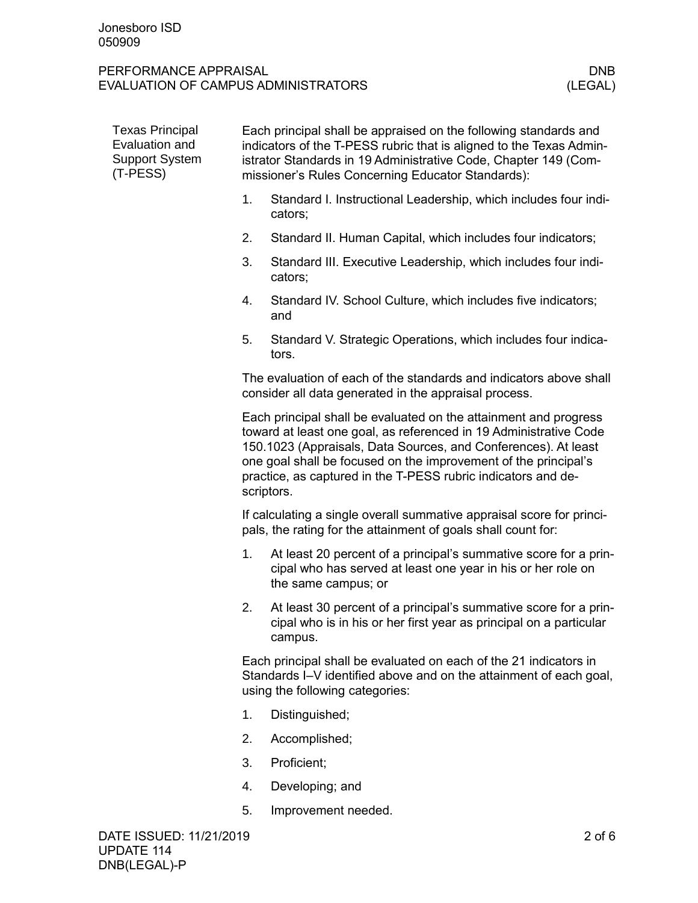### Texas Principal Evaluation and Support System (T-PESS)

Each principal shall be appraised on the following standards and indicators of the T-PESS rubric that is aligned to the Texas Administrator Standards in 19 Administrative Code, Chapter 149 (Commissioner's Rules Concerning Educator Standards):

1. Standard I. Instructional Leadership, which includes four indicators;
2. Standard II. Human Capital, which includes four indicators;
3. Standard III. Executive Leadership, which includes four indicators;
4. Standard IV. School Culture, which includes five indicators; and
5. Standard V. Strategic Operations, which includes four indicators.

The evaluation of each of the standards and indicators above shall consider all data generated in the appraisal process.

Each principal shall be evaluated on the attainment and progress toward at least one goal, as referenced in 19 Administrative Code 150.1023 (Appraisals, Data Sources, and Conferences). At least one goal shall be focused on the improvement of the principal's practice, as captured in the T-PESS rubric indicators and descriptors.

If calculating a single overall summative appraisal score for principals, the rating for the attainment of goals shall count for:

1. At least 20 percent of a principal's summative score for a principal who has served at least one year in his or her role on the same campus; or
2. At least 30 percent of a principal's summative score for a principal who is in his or her first year as principal on a particular campus.

Each principal shall be evaluated on each of the 21 indicators in Standards I–V identified above and on the attainment of each goal, using the following categories:

1. Distinguished;
2. Accomplished;
3. Proficient;
4. Developing; and
5. Improvement needed.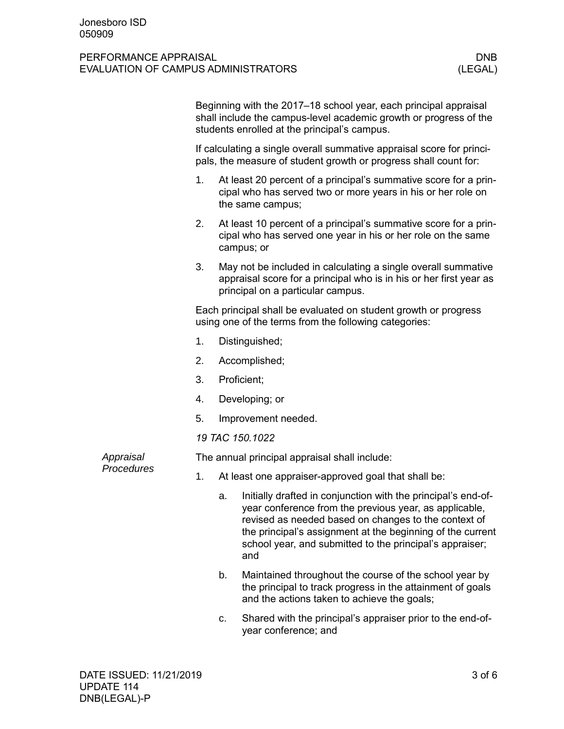Beginning with the 2017–18 school year, each principal appraisal shall include the campus-level academic growth or progress of the students enrolled at the principal's campus.

If calculating a single overall summative appraisal score for principals, the measure of student growth or progress shall count for:

1. At least 20 percent of a principal's summative score for a principal who has served two or more years in his or her role on the same campus;
2. At least 10 percent of a principal's summative score for a principal who has served one year in his or her role on the same campus; or
3. May not be included in calculating a single overall summative appraisal score for a principal who is in his or her first year as principal on a particular campus.

Each principal shall be evaluated on student growth or progress using one of the terms from the following categories:

1. Distinguished;
2. Accomplished;
3. Proficient;
4. Developing; or
5. Improvement needed.

*19 TAC 150.1022*

*Appraisal Procedures*

The annual principal appraisal shall include:

1. At least one appraiser-approved goal that shall be:
   a. Initially drafted in conjunction with the principal's end-of-year conference from the previous year, as applicable, revised as needed based on changes to the context of the principal's assignment at the beginning of the current school year, and submitted to the principal's appraiser; and
   b. Maintained throughout the course of the school year by the principal to track progress in the attainment of goals and the actions taken to achieve the goals;
   c. Shared with the principal's appraiser prior to the end-of-year conference; and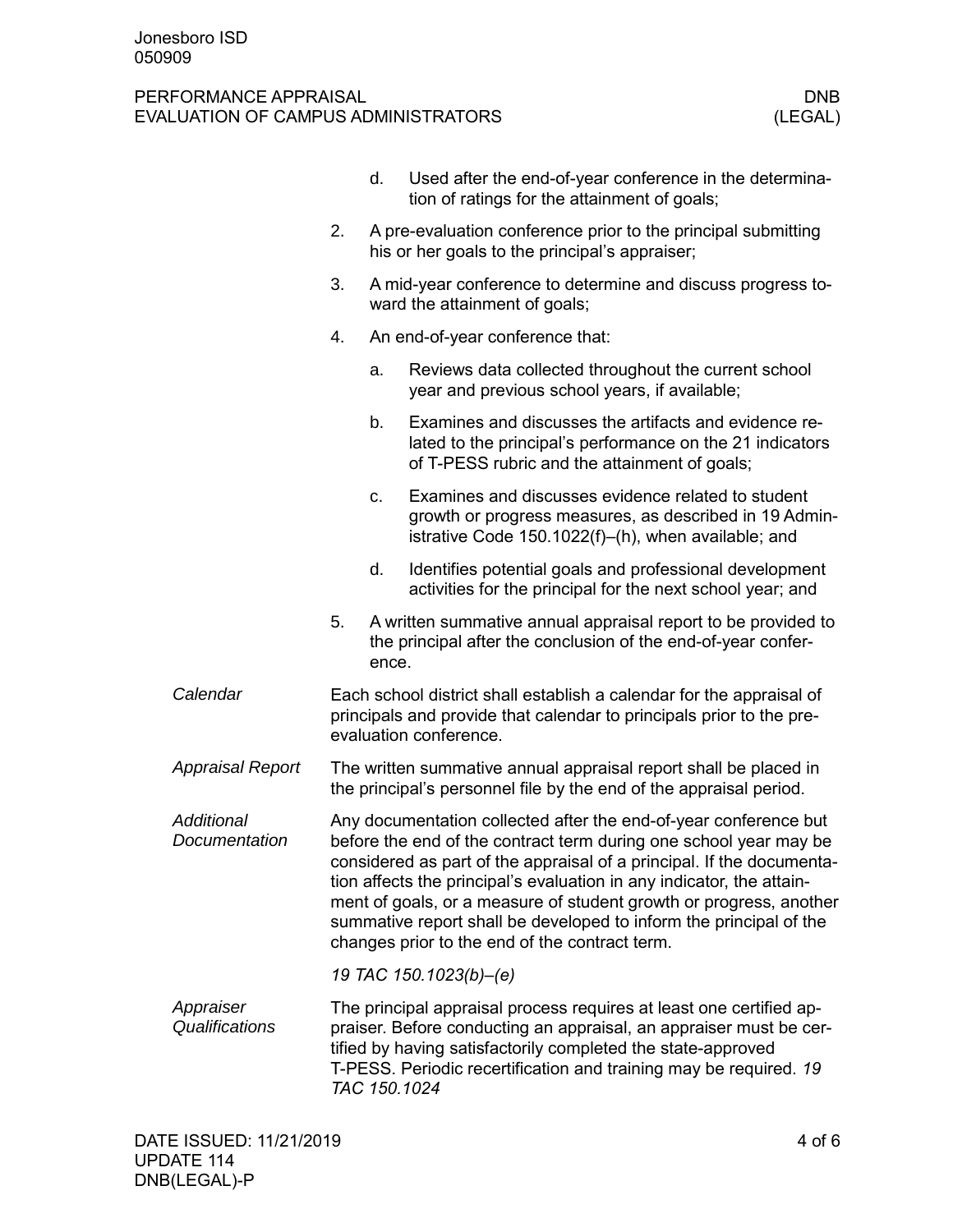d. Used after the end-of-year conference in the determination of ratings for the attainment of goals;

2. A pre-evaluation conference prior to the principal submitting his or her goals to the principal's appraiser;
3. A mid-year conference to determine and discuss progress toward the attainment of goals;
4. An end-of-year conference that:
   a. Reviews data collected throughout the current school year and previous school years, if available;
   b. Examines and discusses the artifacts and evidence related to the principal's performance on the 21 indicators of T-PESS rubric and the attainment of goals;
   c. Examines and discusses evidence related to student growth or progress measures, as described in 19 Administrative Code 150.1022(f)–(h), when available; and
   d. Identifies potential goals and professional development activities for the principal for the next school year; and
5. A written summative annual appraisal report to be provided to the principal after the conclusion of the end-of-year conference.

*Calendar*

Each school district shall establish a calendar for the appraisal of principals and provide that calendar to principals prior to the pre-evaluation conference.

*Appraisal Report*

The written summative annual appraisal report shall be placed in the principal's personnel file by the end of the appraisal period.

*Additional Documentation*

Any documentation collected after the end-of-year conference but before the end of the contract term during one school year may be considered as part of the appraisal of a principal. If the documentation affects the principal's evaluation in any indicator, the attainment of goals, or a measure of student growth or progress, another summative report shall be developed to inform the principal of the changes prior to the end of the contract term.

*19 TAC 150.1023(b)–(e)*

*Appraiser Qualifications*

The principal appraisal process requires at least one certified appraiser. Before conducting an appraisal, an appraiser must be certified by having satisfactorily completed the state-approved T-PESS. Periodic recertification and training may be required. *19 TAC 150.1024*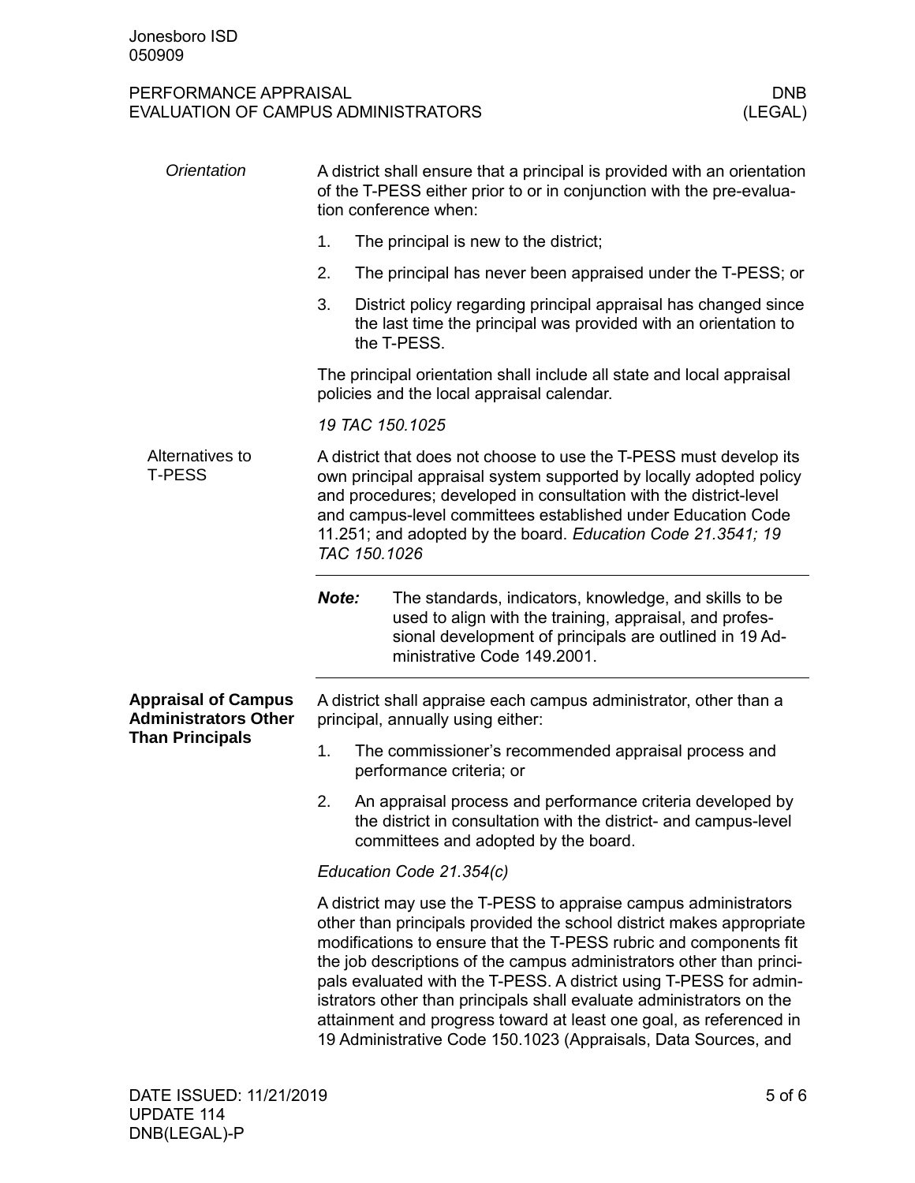*Orientation*

A district shall ensure that a principal is provided with an orientation of the T-PESS either prior to or in conjunction with the pre-evaluation conference when:

1. The principal is new to the district;
2. The principal has never been appraised under the T-PESS; or
3. District policy regarding principal appraisal has changed since the last time the principal was provided with an orientation to the T-PESS.

The principal orientation shall include all state and local appraisal policies and the local appraisal calendar.

*19 TAC 150.1025*

Alternatives to T-PESS

A district that does not choose to use the T-PESS must develop its own principal appraisal system supported by locally adopted policy and procedures; developed in consultation with the district-level and campus-level committees established under Education Code 11.251; and adopted by the board. *Education Code 21.3541; 19 TAC 150.1026*

---

***Note:*** The standards, indicators, knowledge, and skills to be used to align with the training, appraisal, and professional development of principals are outlined in 19 Administrative Code 149.2001.

---

**Appraisal of Campus Administrators Other Than Principals**

A district shall appraise each campus administrator, other than a principal, annually using either:

1. The commissioner's recommended appraisal process and performance criteria; or
2. An appraisal process and performance criteria developed by the district in consultation with the district- and campus-level committees and adopted by the board.

*Education Code 21.354(c)*

A district may use the T-PESS to appraise campus administrators other than principals provided the school district makes appropriate modifications to ensure that the T-PESS rubric and components fit the job descriptions of the campus administrators other than principals evaluated with the T-PESS. A district using T-PESS for administrators other than principals shall evaluate administrators on the attainment and progress toward at least one goal, as referenced in 19 Administrative Code 150.1023 (Appraisals, Data Sources, and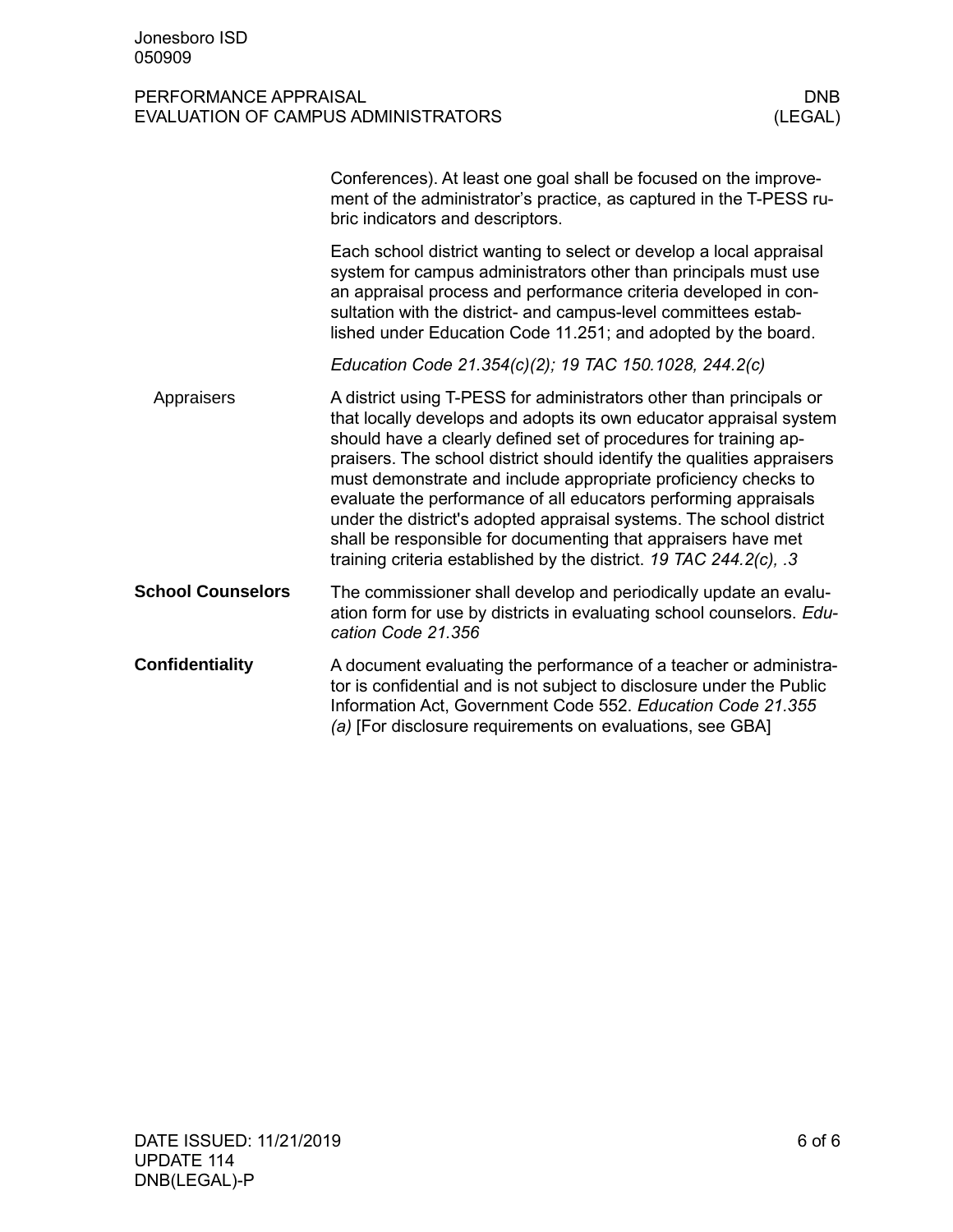Conferences). At least one goal shall be focused on the improvement of the administrator's practice, as captured in the T-PESS rubric indicators and descriptors.

Each school district wanting to select or develop a local appraisal system for campus administrators other than principals must use an appraisal process and performance criteria developed in consultation with the district- and campus-level committees established under Education Code 11.251; and adopted by the board.

*Education Code 21.354(c)(2); 19 TAC 150.1028, 244.2(c)*

### Appraisers

A district using T-PESS for administrators other than principals or that locally develops and adopts its own educator appraisal system should have a clearly defined set of procedures for training appraisers. The school district should identify the qualities appraisers must demonstrate and include appropriate proficiency checks to evaluate the performance of all educators performing appraisals under the district's adopted appraisal systems. The school district shall be responsible for documenting that appraisers have met training criteria established by the district. *19 TAC 244.2(c), .3*

## School Counselors

The commissioner shall develop and periodically update an evaluation form for use by districts in evaluating school counselors. *Education Code 21.356*

## Confidentiality

A document evaluating the performance of a teacher or administrator is confidential and is not subject to disclosure under the Public Information Act, Government Code 552. *Education Code 21.355 (a)* [For disclosure requirements on evaluations, see GBA]